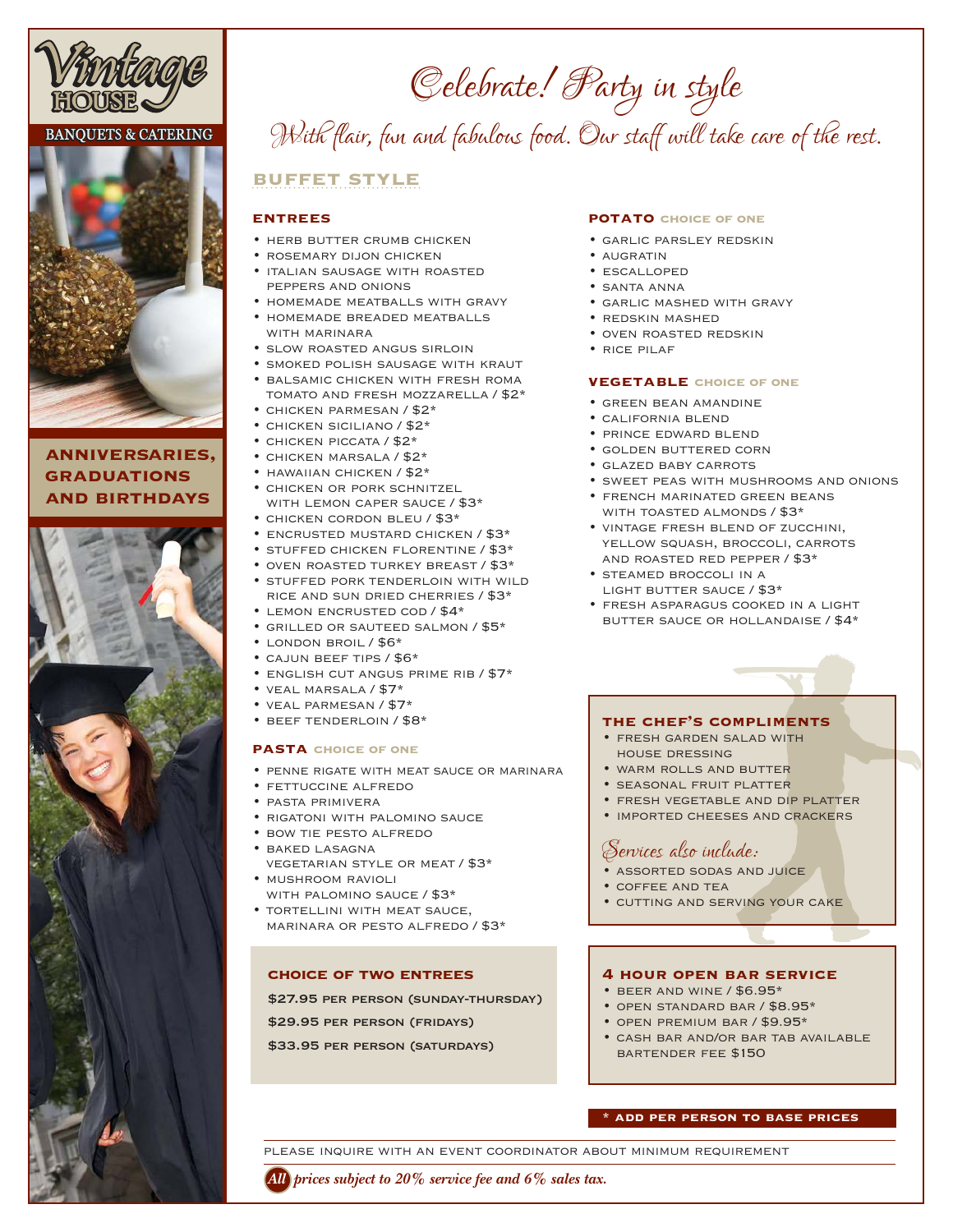# Vintage HOUSE

BANQUETS & CATERING

**ANNIVERSARIES, GRADUATIONS AND BIRTHDAYS**

# Celebrate! Party in style

*With flair, fun and fabulous food. Our staff will take care of the rest.*

## BUFFET STYLE

### ENTREES

- HERB BUTTER CRUMB CHICKEN
- ROSEMARY DIJON CHICKEN
- ITALIAN SAUSAGE WITH ROASTED PEPPERS AND ONIONS
- HOMEMADE MEATBALLS WITH GRAVY
- HOMEMADE BREADED MEATBALLS WITH MARINARA
- SLOW ROASTED ANGUS SIRLOIN
- SMOKED POLISH SAUSAGE WITH KRAUT
- BALSAMIC CHICKEN WITH FRESH ROMA TOMATO AND FRESH MOZZARELLA / $2*
- CHICKEN PARMESAN / $2*
- CHICKEN SICILIANO / $2*
- CHICKEN PICCATA / $2*
- CHICKEN MARSALA / $2*
- HAWAIIAN CHICKEN / $2*
- CHICKEN OR PORK SCHNITZEL WITH LEMON CAPER SAUCE / $3*
- CHICKEN CORDON BLEU / $3*
- ENCRUSTED MUSTARD CHICKEN / $3*
- STUFFED CHICKEN FLORENTINE / $3*
- OVEN ROASTED TURKEY BREAST / $3*
- STUFFED PORK TENDERLOIN WITH WILD RICE AND SUN DRIED CHERRIES / $3*
- LEMON ENCRUSTED COD / $4*
- GRILLED OR SAUTEED SALMON / $5*
- LONDON BROIL / $6*
- CAJUN BEEF TIPS / $6*
- ENGLISH CUT ANGUS PRIME RIB / $7*
- VEAL MARSALA / $7*
- VEAL PARMESAN / $7*
- BEEF TENDERLOIN / $8*

### PASTA CHOICE OF ONE

- PENNE RIGATE WITH MEAT SAUCE OR MARINARA
- FETTUCCINE ALFREDO
- PASTA PRIMIVERA
- RIGATONI WITH PALOMINO SAUCE
- BOW TIE PESTO ALFREDO
- BAKED LASAGNA VEGETARIAN STYLE OR MEAT / $3*
- MUSHROOM RAVIOLI WITH PALOMINO SAUCE / $3*
- TORTELLINI WITH MEAT SAUCE, MARINARA OR PESTO ALFREDO / $3*

### CHOICE OF TWO ENTREES

$27.95 PER PERSON (SUNDAY-THURSDAY)

$29.95 PER PERSON (FRIDAYS)

$33.95 PER PERSON (SATURDAYS)

### POTATO CHOICE OF ONE

- GARLIC PARSLEY REDSKIN
- AUGRATIN
- ESCALLOPED
- SANTA ANNA
- GARLIC MASHED WITH GRAVY
- REDSKIN MASHED
- OVEN ROASTED REDSKIN
- RICE PILAF

### VEGETABLE CHOICE OF ONE

- GREEN BEAN AMANDINE
- CALIFORNIA BLEND
- PRINCE EDWARD BLEND
- GOLDEN BUTTERED CORN
- GLAZED BABY CARROTS
- SWEET PEAS WITH MUSHROOMS AND ONIONS
- FRENCH MARINATED GREEN BEANS WITH TOASTED ALMONDS / $3*
- VINTAGE FRESH BLEND OF ZUCCHINI, YELLOW SQUASH, BROCCOLI, CARROTS AND ROASTED RED PEPPER / $3*
- STEAMED BROCCOLI IN A LIGHT BUTTER SAUCE / $3*
- FRESH ASPARAGUS COOKED IN A LIGHT BUTTER SAUCE OR HOLLANDAISE / $4*

### THE CHEF'S COMPLIMENTS

- FRESH GARDEN SALAD WITH HOUSE DRESSING
- WARM ROLLS AND BUTTER
- SEASONAL FRUIT PLATTER
- FRESH VEGETABLE AND DIP PLATTER
- IMPORTED CHEESES AND CRACKERS

*Services also include:*

- ASSORTED SODAS AND JUICE
- COFFEE AND TEA
- CUTTING AND SERVING YOUR CAKE

### 4 HOUR OPEN BAR SERVICE

- BEER AND WINE / $6.95*
- OPEN STANDARD BAR / $8.95*
- OPEN PREMIUM BAR / $9.95*
- CASH BAR AND/OR BAR TAB AVAILABLE BARTENDER FEE $150

**\* ADD PER PERSON TO BASE PRICES**

PLEASE INQUIRE WITH AN EVENT COORDINATOR ABOUT MINIMUM REQUIREMENT

***All prices subject to 20% service fee and 6% sales tax.***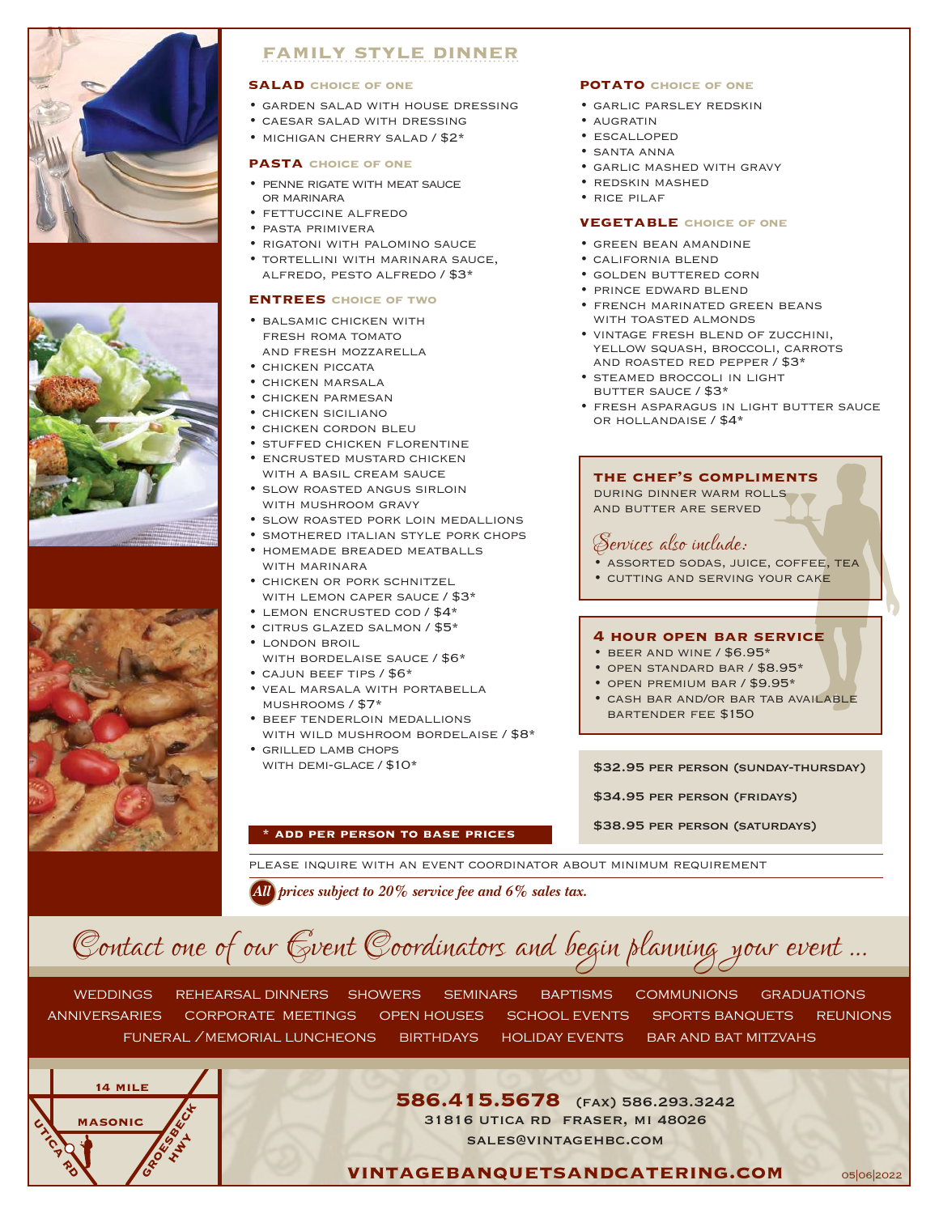# FAMILY STYLE DINNER

## SALAD choice of one

- Garden salad with house dressing
- Caesar salad with dressing
- Michigan cherry salad / $2*

## PASTA choice of one

- Penne rigate with meat sauce or marinara
- Fettuccine alfredo
- Pasta primivera
- Rigatoni with palomino sauce
- Tortellini with marinara sauce, alfredo, pesto alfredo / $3*

## ENTREES choice of two

- Balsamic chicken with fresh roma tomato and fresh mozzarella
- Chicken piccata
- Chicken marsala
- Chicken parmesan
- Chicken siciliano
- Chicken cordon bleu
- Stuffed chicken florentine
- Encrusted mustard chicken with a basil cream sauce
- Slow roasted angus sirloin with mushroom gravy
- Slow roasted pork loin medallions
- Smothered italian style pork chops
- Homemade breaded meatballs with marinara
- Chicken or pork schnitzel with lemon caper sauce / $3*
- Lemon encrusted cod / $4*
- Citrus glazed salmon / $5*
- London broil with bordelaise sauce / $6*
- Cajun beef tips / $6*
- Veal marsala with portabella mushrooms / $7*
- Beef tenderloin medallions with wild mushroom bordelaise / $8*
- Grilled lamb chops with demi-glace / $10*

**\* ADD PER PERSON TO BASE PRICES**

## POTATO choice of one

- Garlic parsley redskin
- Augratin
- Escalloped
- Santa anna
- Garlic mashed with gravy
- Redskin mashed
- Rice pilaf

## VEGETABLE choice of one

- Green bean amandine
- California blend
- Golden buttered corn
- Prince edward blend
- French marinated green beans with toasted almonds
- Vintage fresh blend of zucchini, yellow squash, broccoli, carrots and roasted red pepper / $3*
- Steamed broccoli in light butter sauce / $3*
- Fresh asparagus in light butter sauce or hollandaise / $4*

## THE CHEF'S COMPLIMENTS

During dinner warm rolls and butter are served

*Services also include:*

- Assorted sodas, juice, coffee, tea
- Cutting and serving your cake

## 4 HOUR OPEN BAR SERVICE

- Beer and wine / $6.95*
- Open standard bar / $8.95*
- Open premium bar / $9.95*
- Cash bar and/or bar tab available bartender fee $150

**$32.95** per person (Sunday-Thursday)

**$34.95** per person (Fridays)

**$38.95** per person (Saturdays)

Please inquire with an event coordinator about minimum requirement

***All** prices subject to 20% service fee and 6% sales tax.*

*Contact one of our Event Coordinators and begin planning your event ...*

WEDDINGS REHEARSAL DINNERS SHOWERS SEMINARS BAPTISMS COMMUNIONS GRADUATIONS ANNIVERSARIES CORPORATE MEETINGS OPEN HOUSES SCHOOL EVENTS SPORTS BANQUETS REUNIONS FUNERAL / MEMORIAL LUNCHEONS BIRTHDAYS HOLIDAY EVENTS BAR AND BAT MITZVAHS

14 MILE
MASONIC
UTICA RD
GROESBECK HWY

**586.415.5678** (FAX) 586.293.3242
31816 UTICA RD FRASER, MI 48026
SALES@VINTAGEHBC.COM

**VINTAGEBANQUETSANDCATERING.COM**

05|06|2022